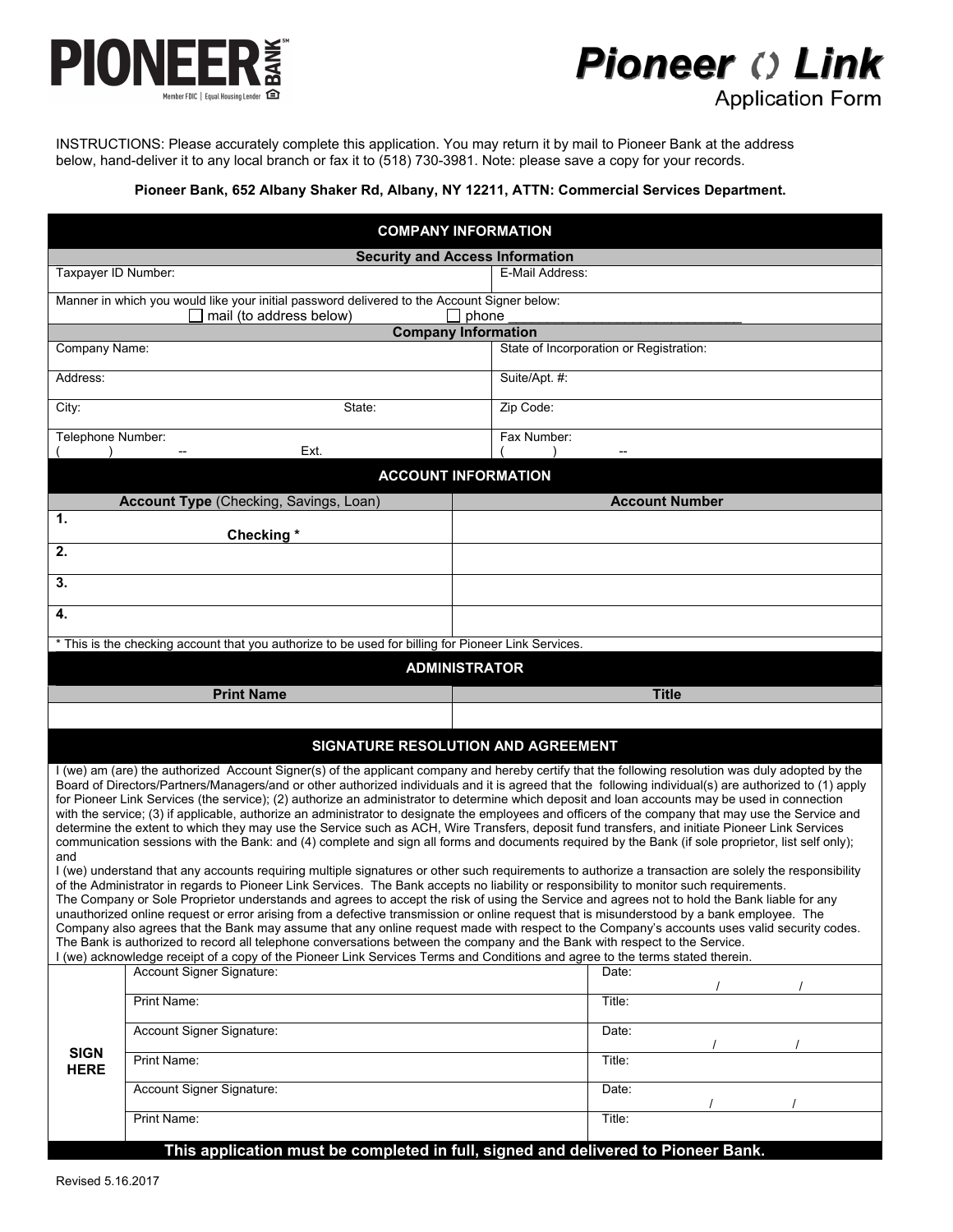**PIONEER BANK**[SM]

Member FDIC | Equal Housing Lender

# Pioneer Link

## Application Form

INSTRUCTIONS: Please accurately complete this application. You may return it by mail to Pioneer Bank at the address below, hand-deliver it to any local branch or fax it to (518) 730-3981. Note: please save a copy for your records.

**Pioneer Bank, 652 Albany Shaker Rd, Albany, NY 12211, ATTN: Commercial Services Department.**

## COMPANY INFORMATION

**Security and Access Information**

| | |
|---|---|
| Taxpayer ID Number: | E-Mail Address: |
| Manner in which you would like your initial password delivered to the Account Signer below: ☐ mail (to address below) ☐ phone ______________________________ | |

**Company Information**

| | |
|---|---|
| Company Name: | State of Incorporation or Registration: |
| Address: | Suite/Apt. #: |
| City: State: | Zip Code: |
| Telephone Number: ( ) -- Ext. | Fax Number: ( ) -- |

## ACCOUNT INFORMATION

| **Account Type** (Checking, Savings, Loan) | **Account Number** |
|---|---|
| **1.** **Checking *** | |
| **2.** | |
| **3.** | |
| **4.** | |

* This is the checking account that you authorize to be used for billing for Pioneer Link Services.

## ADMINISTRATOR

| **Print Name** | **Title** |
|---|---|
| | |

## SIGNATURE RESOLUTION AND AGREEMENT

I (we) am (are) the authorized Account Signer(s) of the applicant company and hereby certify that the following resolution was duly adopted by the Board of Directors/Partners/Managers/and or other authorized individuals and it is agreed that the following individual(s) are authorized to (1) apply for Pioneer Link Services (the service); (2) authorize an administrator to determine which deposit and loan accounts may be used in connection with the service; (3) if applicable, authorize an administrator to designate the employees and officers of the company that may use the Service and determine the extent to which they may use the Service such as ACH, Wire Transfers, deposit fund transfers, and initiate Pioneer Link Services communication sessions with the Bank: and (4) complete and sign all forms and documents required by the Bank (if sole proprietor, list self only); and

I (we) understand that any accounts requiring multiple signatures or other such requirements to authorize a transaction are solely the responsibility of the Administrator in regards to Pioneer Link Services. The Bank accepts no liability or responsibility to monitor such requirements.

The Company or Sole Proprietor understands and agrees to accept the risk of using the Service and agrees not to hold the Bank liable for any unauthorized online request or error arising from a defective transmission or online request that is misunderstood by a bank employee. The Company also agrees that the Bank may assume that any online request made with respect to the Company's accounts uses valid security codes. The Bank is authorized to record all telephone conversations between the company and the Bank with respect to the Service.

I (we) acknowledge receipt of a copy of the Pioneer Link Services Terms and Conditions and agree to the terms stated therein.

| | | |
|---|---|---|
| **SIGN HERE** | Account Signer Signature: | Date: / / |
| | Print Name: | Title: |
| | Account Signer Signature: | Date: / / |
| | Print Name: | Title: |
| | Account Signer Signature: | Date: / / |
| | Print Name: | Title: |

**This application must be completed in full, signed and delivered to Pioneer Bank.**

Revised 5.16.2017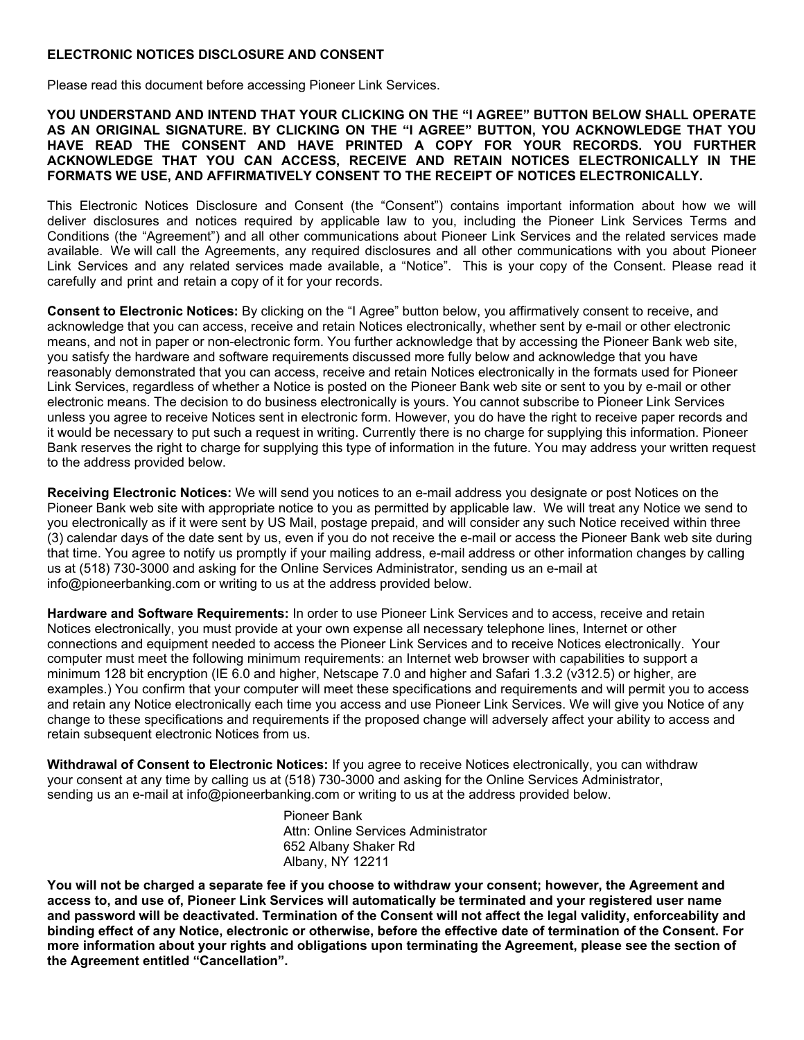## ELECTRONIC NOTICES DISCLOSURE AND CONSENT

Please read this document before accessing Pioneer Link Services.

**YOU UNDERSTAND AND INTEND THAT YOUR CLICKING ON THE "I AGREE" BUTTON BELOW SHALL OPERATE AS AN ORIGINAL SIGNATURE. BY CLICKING ON THE "I AGREE" BUTTON, YOU ACKNOWLEDGE THAT YOU HAVE READ THE CONSENT AND HAVE PRINTED A COPY FOR YOUR RECORDS. YOU FURTHER ACKNOWLEDGE THAT YOU CAN ACCESS, RECEIVE AND RETAIN NOTICES ELECTRONICALLY IN THE FORMATS WE USE, AND AFFIRMATIVELY CONSENT TO THE RECEIPT OF NOTICES ELECTRONICALLY.**

This Electronic Notices Disclosure and Consent (the "Consent") contains important information about how we will deliver disclosures and notices required by applicable law to you, including the Pioneer Link Services Terms and Conditions (the "Agreement") and all other communications about Pioneer Link Services and the related services made available. We will call the Agreements, any required disclosures and all other communications with you about Pioneer Link Services and any related services made available, a "Notice". This is your copy of the Consent. Please read it carefully and print and retain a copy of it for your records.

**Consent to Electronic Notices:** By clicking on the "I Agree" button below, you affirmatively consent to receive, and acknowledge that you can access, receive and retain Notices electronically, whether sent by e-mail or other electronic means, and not in paper or non-electronic form. You further acknowledge that by accessing the Pioneer Bank web site, you satisfy the hardware and software requirements discussed more fully below and acknowledge that you have reasonably demonstrated that you can access, receive and retain Notices electronically in the formats used for Pioneer Link Services, regardless of whether a Notice is posted on the Pioneer Bank web site or sent to you by e-mail or other electronic means. The decision to do business electronically is yours. You cannot subscribe to Pioneer Link Services unless you agree to receive Notices sent in electronic form. However, you do have the right to receive paper records and it would be necessary to put such a request in writing. Currently there is no charge for supplying this information. Pioneer Bank reserves the right to charge for supplying this type of information in the future. You may address your written request to the address provided below.

**Receiving Electronic Notices:** We will send you notices to an e-mail address you designate or post Notices on the Pioneer Bank web site with appropriate notice to you as permitted by applicable law. We will treat any Notice we send to you electronically as if it were sent by US Mail, postage prepaid, and will consider any such Notice received within three (3) calendar days of the date sent by us, even if you do not receive the e-mail or access the Pioneer Bank web site during that time. You agree to notify us promptly if your mailing address, e-mail address or other information changes by calling us at (518) 730-3000 and asking for the Online Services Administrator, sending us an e-mail at info@pioneerbanking.com or writing to us at the address provided below.

**Hardware and Software Requirements:** In order to use Pioneer Link Services and to access, receive and retain Notices electronically, you must provide at your own expense all necessary telephone lines, Internet or other connections and equipment needed to access the Pioneer Link Services and to receive Notices electronically. Your computer must meet the following minimum requirements: an Internet web browser with capabilities to support a minimum 128 bit encryption (IE 6.0 and higher, Netscape 7.0 and higher and Safari 1.3.2 (v312.5) or higher, are examples.) You confirm that your computer will meet these specifications and requirements and will permit you to access and retain any Notice electronically each time you access and use Pioneer Link Services. We will give you Notice of any change to these specifications and requirements if the proposed change will adversely affect your ability to access and retain subsequent electronic Notices from us.

**Withdrawal of Consent to Electronic Notices:** If you agree to receive Notices electronically, you can withdraw your consent at any time by calling us at (518) 730-3000 and asking for the Online Services Administrator, sending us an e-mail at info@pioneerbanking.com or writing to us at the address provided below.

Pioneer Bank
Attn: Online Services Administrator
652 Albany Shaker Rd
Albany, NY 12211

**You will not be charged a separate fee if you choose to withdraw your consent; however, the Agreement and access to, and use of, Pioneer Link Services will automatically be terminated and your registered user name and password will be deactivated. Termination of the Consent will not affect the legal validity, enforceability and binding effect of any Notice, electronic or otherwise, before the effective date of termination of the Consent. For more information about your rights and obligations upon terminating the Agreement, please see the section of the Agreement entitled "Cancellation".**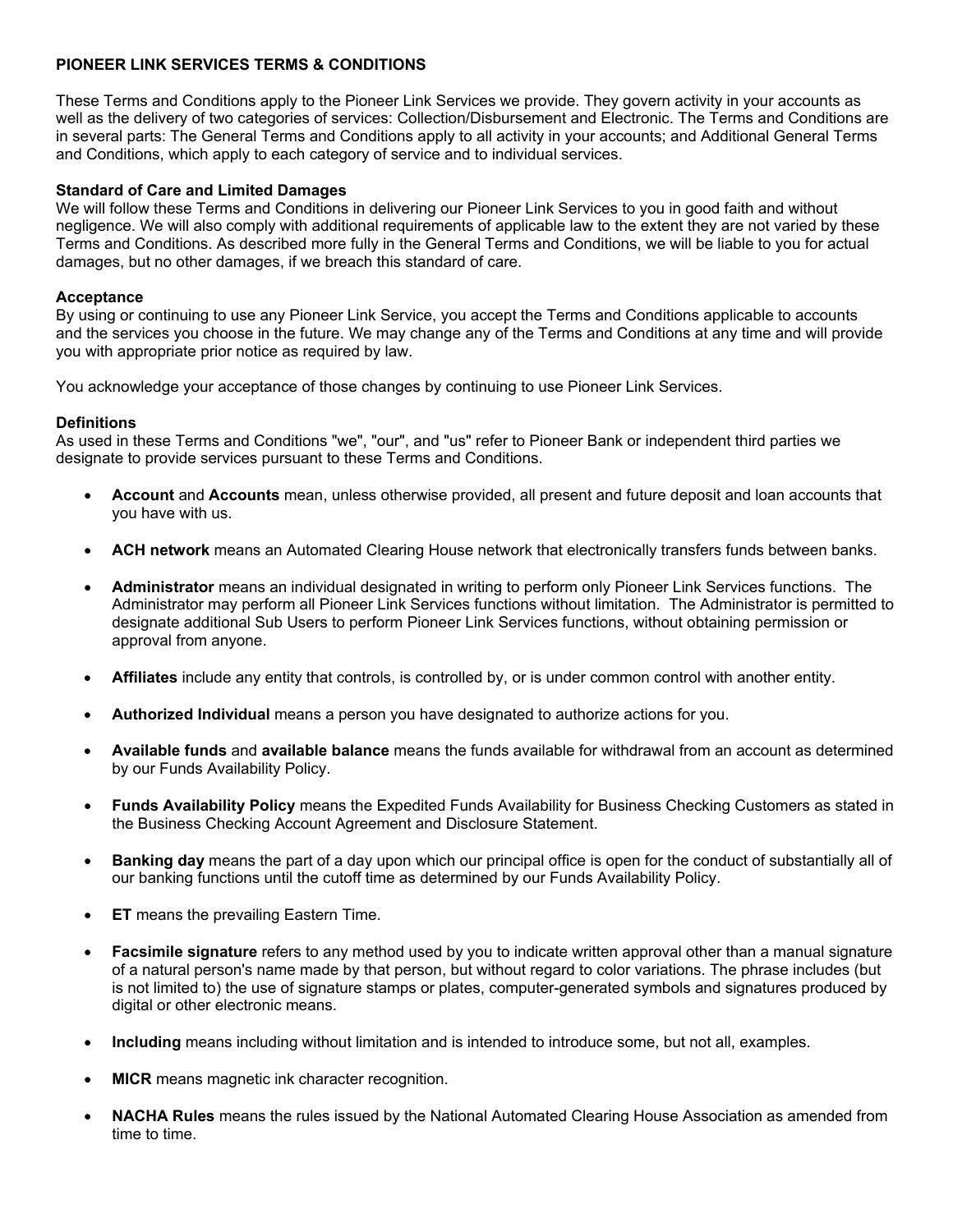**PIONEER LINK SERVICES TERMS & CONDITIONS**

These Terms and Conditions apply to the Pioneer Link Services we provide. They govern activity in your accounts as well as the delivery of two categories of services: Collection/Disbursement and Electronic. The Terms and Conditions are in several parts: The General Terms and Conditions apply to all activity in your accounts; and Additional General Terms and Conditions, which apply to each category of service and to individual services.

**Standard of Care and Limited Damages**
We will follow these Terms and Conditions in delivering our Pioneer Link Services to you in good faith and without negligence. We will also comply with additional requirements of applicable law to the extent they are not varied by these Terms and Conditions. As described more fully in the General Terms and Conditions, we will be liable to you for actual damages, but no other damages, if we breach this standard of care.

**Acceptance**
By using or continuing to use any Pioneer Link Service, you accept the Terms and Conditions applicable to accounts and the services you choose in the future. We may change any of the Terms and Conditions at any time and will provide you with appropriate prior notice as required by law.

You acknowledge your acceptance of those changes by continuing to use Pioneer Link Services.

**Definitions**
As used in these Terms and Conditions "we", "our", and "us" refer to Pioneer Bank or independent third parties we designate to provide services pursuant to these Terms and Conditions.

- **Account** and **Accounts** mean, unless otherwise provided, all present and future deposit and loan accounts that you have with us.
- **ACH network** means an Automated Clearing House network that electronically transfers funds between banks.
- **Administrator** means an individual designated in writing to perform only Pioneer Link Services functions. The Administrator may perform all Pioneer Link Services functions without limitation. The Administrator is permitted to designate additional Sub Users to perform Pioneer Link Services functions, without obtaining permission or approval from anyone.
- **Affiliates** include any entity that controls, is controlled by, or is under common control with another entity.
- **Authorized Individual** means a person you have designated to authorize actions for you.
- **Available funds** and **available balance** means the funds available for withdrawal from an account as determined by our Funds Availability Policy.
- **Funds Availability Policy** means the Expedited Funds Availability for Business Checking Customers as stated in the Business Checking Account Agreement and Disclosure Statement.
- **Banking day** means the part of a day upon which our principal office is open for the conduct of substantially all of our banking functions until the cutoff time as determined by our Funds Availability Policy.
- **ET** means the prevailing Eastern Time.
- **Facsimile signature** refers to any method used by you to indicate written approval other than a manual signature of a natural person's name made by that person, but without regard to color variations. The phrase includes (but is not limited to) the use of signature stamps or plates, computer-generated symbols and signatures produced by digital or other electronic means.
- **Including** means including without limitation and is intended to introduce some, but not all, examples.
- **MICR** means magnetic ink character recognition.
- **NACHA Rules** means the rules issued by the National Automated Clearing House Association as amended from time to time.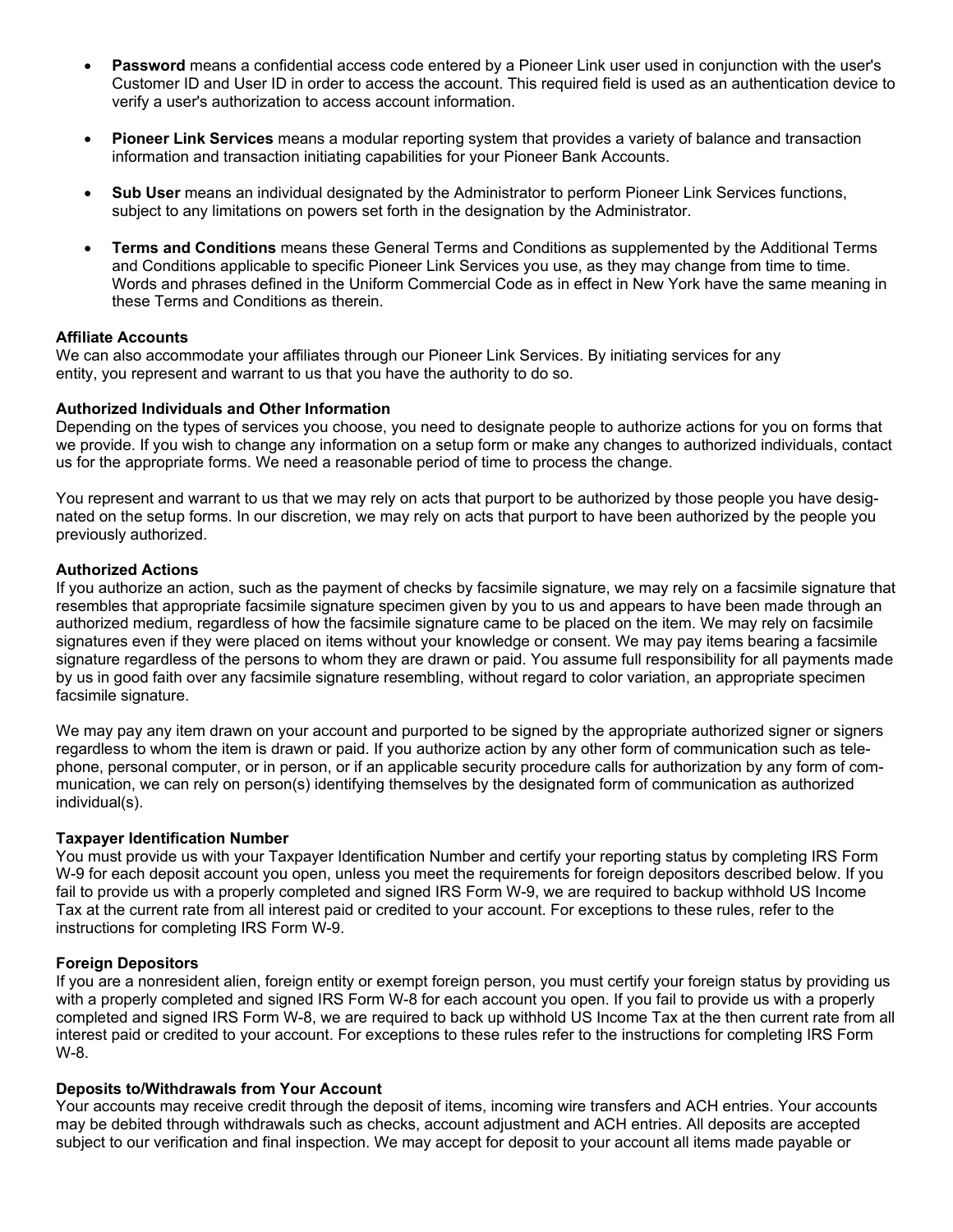- **Password** means a confidential access code entered by a Pioneer Link user used in conjunction with the user's Customer ID and User ID in order to access the account. This required field is used as an authentication device to verify a user's authorization to access account information.

- **Pioneer Link Services** means a modular reporting system that provides a variety of balance and transaction information and transaction initiating capabilities for your Pioneer Bank Accounts.

- **Sub User** means an individual designated by the Administrator to perform Pioneer Link Services functions, subject to any limitations on powers set forth in the designation by the Administrator.

- **Terms and Conditions** means these General Terms and Conditions as supplemented by the Additional Terms and Conditions applicable to specific Pioneer Link Services you use, as they may change from time to time. Words and phrases defined in the Uniform Commercial Code as in effect in New York have the same meaning in these Terms and Conditions as therein.

**Affiliate Accounts**
We can also accommodate your affiliates through our Pioneer Link Services. By initiating services for any entity, you represent and warrant to us that you have the authority to do so.

**Authorized Individuals and Other Information**
Depending on the types of services you choose, you need to designate people to authorize actions for you on forms that we provide. If you wish to change any information on a setup form or make any changes to authorized individuals, contact us for the appropriate forms. We need a reasonable period of time to process the change.

You represent and warrant to us that we may rely on acts that purport to be authorized by those people you have designated on the setup forms. In our discretion, we may rely on acts that purport to have been authorized by the people you previously authorized.

**Authorized Actions**
If you authorize an action, such as the payment of checks by facsimile signature, we may rely on a facsimile signature that resembles that appropriate facsimile signature specimen given by you to us and appears to have been made through an authorized medium, regardless of how the facsimile signature came to be placed on the item. We may rely on facsimile signatures even if they were placed on items without your knowledge or consent. We may pay items bearing a facsimile signature regardless of the persons to whom they are drawn or paid. You assume full responsibility for all payments made by us in good faith over any facsimile signature resembling, without regard to color variation, an appropriate specimen facsimile signature.

We may pay any item drawn on your account and purported to be signed by the appropriate authorized signer or signers regardless to whom the item is drawn or paid. If you authorize action by any other form of communication such as telephone, personal computer, or in person, or if an applicable security procedure calls for authorization by any form of communication, we can rely on person(s) identifying themselves by the designated form of communication as authorized individual(s).

**Taxpayer Identification Number**
You must provide us with your Taxpayer Identification Number and certify your reporting status by completing IRS Form W-9 for each deposit account you open, unless you meet the requirements for foreign depositors described below. If you fail to provide us with a properly completed and signed IRS Form W-9, we are required to backup withhold US Income Tax at the current rate from all interest paid or credited to your account. For exceptions to these rules, refer to the instructions for completing IRS Form W-9.

**Foreign Depositors**
If you are a nonresident alien, foreign entity or exempt foreign person, you must certify your foreign status by providing us with a properly completed and signed IRS Form W-8 for each account you open. If you fail to provide us with a properly completed and signed IRS Form W-8, we are required to back up withhold US Income Tax at the then current rate from all interest paid or credited to your account. For exceptions to these rules refer to the instructions for completing IRS Form W-8.

**Deposits to/Withdrawals from Your Account**
Your accounts may receive credit through the deposit of items, incoming wire transfers and ACH entries. Your accounts may be debited through withdrawals such as checks, account adjustment and ACH entries. All deposits are accepted subject to our verification and final inspection. We may accept for deposit to your account all items made payable or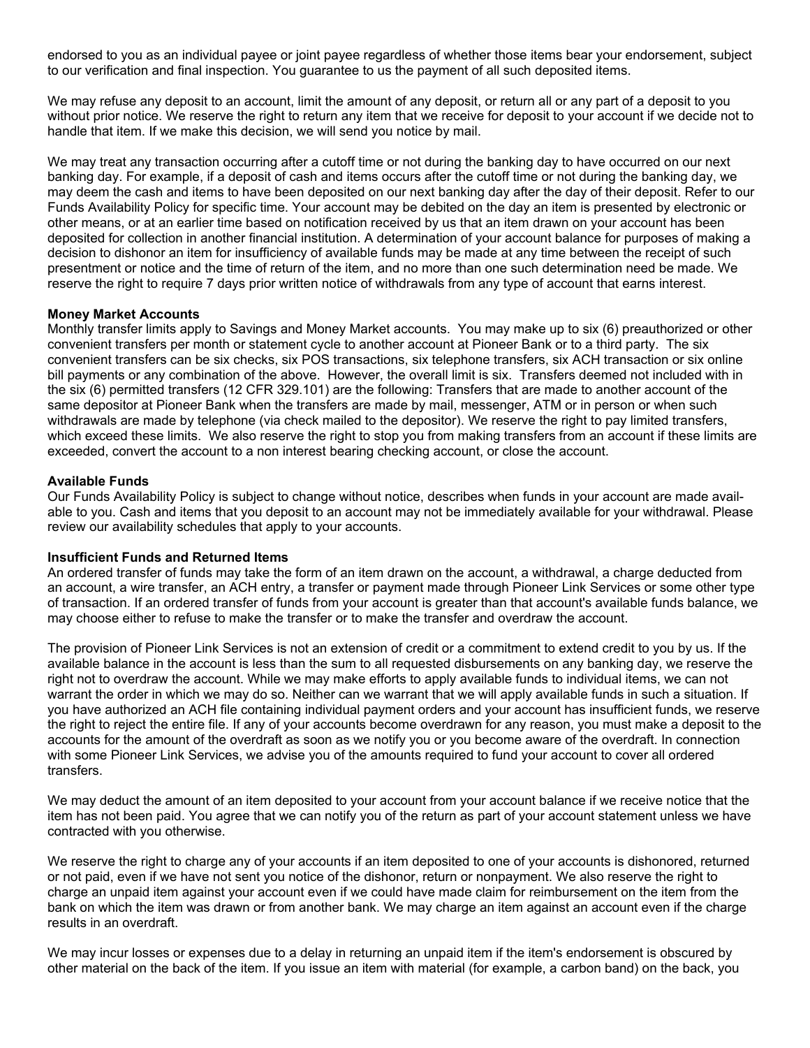endorsed to you as an individual payee or joint payee regardless of whether those items bear your endorsement, subject to our verification and final inspection. You guarantee to us the payment of all such deposited items.

We may refuse any deposit to an account, limit the amount of any deposit, or return all or any part of a deposit to you without prior notice. We reserve the right to return any item that we receive for deposit to your account if we decide not to handle that item. If we make this decision, we will send you notice by mail.

We may treat any transaction occurring after a cutoff time or not during the banking day to have occurred on our next banking day. For example, if a deposit of cash and items occurs after the cutoff time or not during the banking day, we may deem the cash and items to have been deposited on our next banking day after the day of their deposit. Refer to our Funds Availability Policy for specific time. Your account may be debited on the day an item is presented by electronic or other means, or at an earlier time based on notification received by us that an item drawn on your account has been deposited for collection in another financial institution. A determination of your account balance for purposes of making a decision to dishonor an item for insufficiency of available funds may be made at any time between the receipt of such presentment or notice and the time of return of the item, and no more than one such determination need be made. We reserve the right to require 7 days prior written notice of withdrawals from any type of account that earns interest.

**Money Market Accounts**
Monthly transfer limits apply to Savings and Money Market accounts. You may make up to six (6) preauthorized or other convenient transfers per month or statement cycle to another account at Pioneer Bank or to a third party. The six convenient transfers can be six checks, six POS transactions, six telephone transfers, six ACH transaction or six online bill payments or any combination of the above. However, the overall limit is six. Transfers deemed not included with in the six (6) permitted transfers (12 CFR 329.101) are the following: Transfers that are made to another account of the same depositor at Pioneer Bank when the transfers are made by mail, messenger, ATM or in person or when such withdrawals are made by telephone (via check mailed to the depositor). We reserve the right to pay limited transfers, which exceed these limits. We also reserve the right to stop you from making transfers from an account if these limits are exceeded, convert the account to a non interest bearing checking account, or close the account.

**Available Funds**
Our Funds Availability Policy is subject to change without notice, describes when funds in your account are made available to you. Cash and items that you deposit to an account may not be immediately available for your withdrawal. Please review our availability schedules that apply to your accounts.

**Insufficient Funds and Returned Items**
An ordered transfer of funds may take the form of an item drawn on the account, a withdrawal, a charge deducted from an account, a wire transfer, an ACH entry, a transfer or payment made through Pioneer Link Services or some other type of transaction. If an ordered transfer of funds from your account is greater than that account's available funds balance, we may choose either to refuse to make the transfer or to make the transfer and overdraw the account.

The provision of Pioneer Link Services is not an extension of credit or a commitment to extend credit to you by us. If the available balance in the account is less than the sum to all requested disbursements on any banking day, we reserve the right not to overdraw the account. While we may make efforts to apply available funds to individual items, we can not warrant the order in which we may do so. Neither can we warrant that we will apply available funds in such a situation. If you have authorized an ACH file containing individual payment orders and your account has insufficient funds, we reserve the right to reject the entire file. If any of your accounts become overdrawn for any reason, you must make a deposit to the accounts for the amount of the overdraft as soon as we notify you or you become aware of the overdraft. In connection with some Pioneer Link Services, we advise you of the amounts required to fund your account to cover all ordered transfers.

We may deduct the amount of an item deposited to your account from your account balance if we receive notice that the item has not been paid. You agree that we can notify you of the return as part of your account statement unless we have contracted with you otherwise.

We reserve the right to charge any of your accounts if an item deposited to one of your accounts is dishonored, returned or not paid, even if we have not sent you notice of the dishonor, return or nonpayment. We also reserve the right to charge an unpaid item against your account even if we could have made claim for reimbursement on the item from the bank on which the item was drawn or from another bank. We may charge an item against an account even if the charge results in an overdraft.

We may incur losses or expenses due to a delay in returning an unpaid item if the item's endorsement is obscured by other material on the back of the item. If you issue an item with material (for example, a carbon band) on the back, you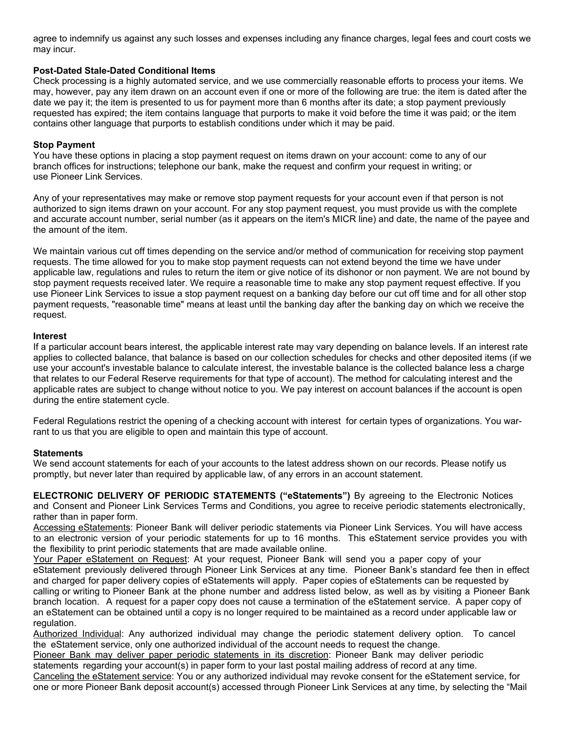agree to indemnify us against any such losses and expenses including any finance charges, legal fees and court costs we may incur.

**Post-Dated Stale-Dated Conditional Items**

Check processing is a highly automated service, and we use commercially reasonable efforts to process your items. We may, however, pay any item drawn on an account even if one or more of the following are true: the item is dated after the date we pay it; the item is presented to us for payment more than 6 months after its date; a stop payment previously requested has expired; the item contains language that purports to make it void before the time it was paid; or the item contains other language that purports to establish conditions under which it may be paid.

**Stop Payment**

You have these options in placing a stop payment request on items drawn on your account: come to any of our branch offices for instructions; telephone our bank, make the request and confirm your request in writing; or use Pioneer Link Services.

Any of your representatives may make or remove stop payment requests for your account even if that person is not authorized to sign items drawn on your account. For any stop payment request, you must provide us with the complete and accurate account number, serial number (as it appears on the item's MICR line) and date, the name of the payee and the amount of the item.

We maintain various cut off times depending on the service and/or method of communication for receiving stop payment requests. The time allowed for you to make stop payment requests can not extend beyond the time we have under applicable law, regulations and rules to return the item or give notice of its dishonor or non payment. We are not bound by stop payment requests received later. We require a reasonable time to make any stop payment request effective. If you use Pioneer Link Services to issue a stop payment request on a banking day before our cut off time and for all other stop payment requests, "reasonable time" means at least until the banking day after the banking day on which we receive the request.

**Interest**

If a particular account bears interest, the applicable interest rate may vary depending on balance levels. If an interest rate applies to collected balance, that balance is based on our collection schedules for checks and other deposited items (if we use your account's investable balance to calculate interest, the investable balance is the collected balance less a charge that relates to our Federal Reserve requirements for that type of account). The method for calculating interest and the applicable rates are subject to change without notice to you. We pay interest on account balances if the account is open during the entire statement cycle.

Federal Regulations restrict the opening of a checking account with interest for certain types of organizations. You warrant to us that you are eligible to open and maintain this type of account.

**Statements**

We send account statements for each of your accounts to the latest address shown on our records. Please notify us promptly, but never later than required by applicable law, of any errors in an account statement.

**ELECTRONIC DELIVERY OF PERIODIC STATEMENTS ("eStatements")** By agreeing to the Electronic Notices and Consent and Pioneer Link Services Terms and Conditions, you agree to receive periodic statements electronically, rather than in paper form.

Accessing eStatements: Pioneer Bank will deliver periodic statements via Pioneer Link Services. You will have access to an electronic version of your periodic statements for up to 16 months. This eStatement service provides you with the flexibility to print periodic statements that are made available online.

Your Paper eStatement on Request: At your request, Pioneer Bank will send you a paper copy of your eStatement previously delivered through Pioneer Link Services at any time. Pioneer Bank's standard fee then in effect and charged for paper delivery copies of eStatements will apply. Paper copies of eStatements can be requested by calling or writing to Pioneer Bank at the phone number and address listed below, as well as by visiting a Pioneer Bank branch location. A request for a paper copy does not cause a termination of the eStatement service. A paper copy of an eStatement can be obtained until a copy is no longer required to be maintained as a record under applicable law or regulation.

Authorized Individual: Any authorized individual may change the periodic statement delivery option. To cancel the eStatement service, only one authorized individual of the account needs to request the change.

Pioneer Bank may deliver paper periodic statements in its discretion: Pioneer Bank may deliver periodic statements regarding your account(s) in paper form to your last postal mailing address of record at any time.

Canceling the eStatement service: You or any authorized individual may revoke consent for the eStatement service, for one or more Pioneer Bank deposit account(s) accessed through Pioneer Link Services at any time, by selecting the "Mail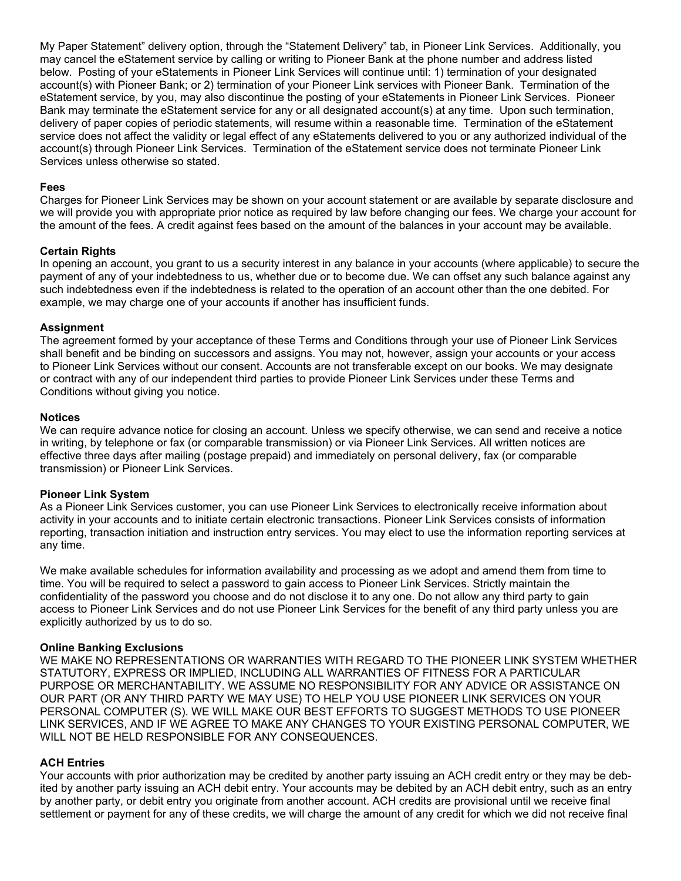My Paper Statement" delivery option, through the "Statement Delivery" tab, in Pioneer Link Services. Additionally, you may cancel the eStatement service by calling or writing to Pioneer Bank at the phone number and address listed below. Posting of your eStatements in Pioneer Link Services will continue until: 1) termination of your designated account(s) with Pioneer Bank; or 2) termination of your Pioneer Link services with Pioneer Bank. Termination of the eStatement service, by you, may also discontinue the posting of your eStatements in Pioneer Link Services. Pioneer Bank may terminate the eStatement service for any or all designated account(s) at any time. Upon such termination, delivery of paper copies of periodic statements, will resume within a reasonable time. Termination of the eStatement service does not affect the validity or legal effect of any eStatements delivered to you or any authorized individual of the account(s) through Pioneer Link Services. Termination of the eStatement service does not terminate Pioneer Link Services unless otherwise so stated.

**Fees**

Charges for Pioneer Link Services may be shown on your account statement or are available by separate disclosure and we will provide you with appropriate prior notice as required by law before changing our fees. We charge your account for the amount of the fees. A credit against fees based on the amount of the balances in your account may be available.

**Certain Rights**

In opening an account, you grant to us a security interest in any balance in your accounts (where applicable) to secure the payment of any of your indebtedness to us, whether due or to become due. We can offset any such balance against any such indebtedness even if the indebtedness is related to the operation of an account other than the one debited. For example, we may charge one of your accounts if another has insufficient funds.

**Assignment**

The agreement formed by your acceptance of these Terms and Conditions through your use of Pioneer Link Services shall benefit and be binding on successors and assigns. You may not, however, assign your accounts or your access to Pioneer Link Services without our consent. Accounts are not transferable except on our books. We may designate or contract with any of our independent third parties to provide Pioneer Link Services under these Terms and Conditions without giving you notice.

**Notices**

We can require advance notice for closing an account. Unless we specify otherwise, we can send and receive a notice in writing, by telephone or fax (or comparable transmission) or via Pioneer Link Services. All written notices are effective three days after mailing (postage prepaid) and immediately on personal delivery, fax (or comparable transmission) or Pioneer Link Services.

**Pioneer Link System**

As a Pioneer Link Services customer, you can use Pioneer Link Services to electronically receive information about activity in your accounts and to initiate certain electronic transactions. Pioneer Link Services consists of information reporting, transaction initiation and instruction entry services. You may elect to use the information reporting services at any time.

We make available schedules for information availability and processing as we adopt and amend them from time to time. You will be required to select a password to gain access to Pioneer Link Services. Strictly maintain the confidentiality of the password you choose and do not disclose it to any one. Do not allow any third party to gain access to Pioneer Link Services and do not use Pioneer Link Services for the benefit of any third party unless you are explicitly authorized by us to do so.

**Online Banking Exclusions**

WE MAKE NO REPRESENTATIONS OR WARRANTIES WITH REGARD TO THE PIONEER LINK SYSTEM WHETHER STATUTORY, EXPRESS OR IMPLIED, INCLUDING ALL WARRANTIES OF FITNESS FOR A PARTICULAR PURPOSE OR MERCHANTABILITY. WE ASSUME NO RESPONSIBILITY FOR ANY ADVICE OR ASSISTANCE ON OUR PART (OR ANY THIRD PARTY WE MAY USE) TO HELP YOU USE PIONEER LINK SERVICES ON YOUR PERSONAL COMPUTER (S). WE WILL MAKE OUR BEST EFFORTS TO SUGGEST METHODS TO USE PIONEER LINK SERVICES, AND IF WE AGREE TO MAKE ANY CHANGES TO YOUR EXISTING PERSONAL COMPUTER, WE WILL NOT BE HELD RESPONSIBLE FOR ANY CONSEQUENCES.

**ACH Entries**

Your accounts with prior authorization may be credited by another party issuing an ACH credit entry or they may be debited by another party issuing an ACH debit entry. Your accounts may be debited by an ACH debit entry, such as an entry by another party, or debit entry you originate from another account. ACH credits are provisional until we receive final settlement or payment for any of these credits, we will charge the amount of any credit for which we did not receive final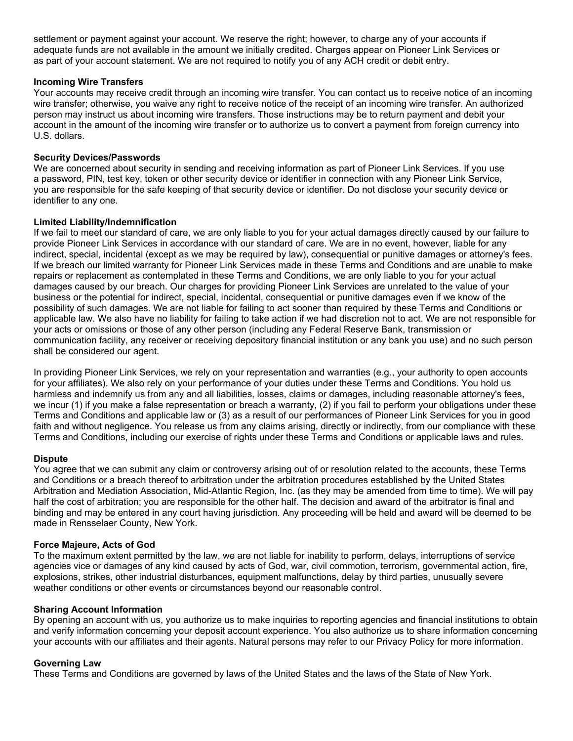settlement or payment against your account. We reserve the right; however, to charge any of your accounts if adequate funds are not available in the amount we initially credited. Charges appear on Pioneer Link Services or as part of your account statement. We are not required to notify you of any ACH credit or debit entry.

**Incoming Wire Transfers**
Your accounts may receive credit through an incoming wire transfer. You can contact us to receive notice of an incoming wire transfer; otherwise, you waive any right to receive notice of the receipt of an incoming wire transfer. An authorized person may instruct us about incoming wire transfers. Those instructions may be to return payment and debit your account in the amount of the incoming wire transfer or to authorize us to convert a payment from foreign currency into U.S. dollars.

**Security Devices/Passwords**
We are concerned about security in sending and receiving information as part of Pioneer Link Services. If you use a password, PIN, test key, token or other security device or identifier in connection with any Pioneer Link Service, you are responsible for the safe keeping of that security device or identifier. Do not disclose your security device or identifier to any one.

**Limited Liability/Indemnification**
If we fail to meet our standard of care, we are only liable to you for your actual damages directly caused by our failure to provide Pioneer Link Services in accordance with our standard of care. We are in no event, however, liable for any indirect, special, incidental (except as we may be required by law), consequential or punitive damages or attorney's fees. If we breach our limited warranty for Pioneer Link Services made in these Terms and Conditions and are unable to make repairs or replacement as contemplated in these Terms and Conditions, we are only liable to you for your actual damages caused by our breach. Our charges for providing Pioneer Link Services are unrelated to the value of your business or the potential for indirect, special, incidental, consequential or punitive damages even if we know of the possibility of such damages. We are not liable for failing to act sooner than required by these Terms and Conditions or applicable law. We also have no liability for failing to take action if we had discretion not to act. We are not responsible for your acts or omissions or those of any other person (including any Federal Reserve Bank, transmission or communication facility, any receiver or receiving depository financial institution or any bank you use) and no such person shall be considered our agent.

In providing Pioneer Link Services, we rely on your representation and warranties (e.g., your authority to open accounts for your affiliates). We also rely on your performance of your duties under these Terms and Conditions. You hold us harmless and indemnify us from any and all liabilities, losses, claims or damages, including reasonable attorney's fees, we incur (1) if you make a false representation or breach a warranty, (2) if you fail to perform your obligations under these Terms and Conditions and applicable law or (3) as a result of our performances of Pioneer Link Services for you in good faith and without negligence. You release us from any claims arising, directly or indirectly, from our compliance with these Terms and Conditions, including our exercise of rights under these Terms and Conditions or applicable laws and rules.

**Dispute**
You agree that we can submit any claim or controversy arising out of or resolution related to the accounts, these Terms and Conditions or a breach thereof to arbitration under the arbitration procedures established by the United States Arbitration and Mediation Association, Mid-Atlantic Region, Inc. (as they may be amended from time to time). We will pay half the cost of arbitration; you are responsible for the other half. The decision and award of the arbitrator is final and binding and may be entered in any court having jurisdiction. Any proceeding will be held and award will be deemed to be made in Rensselaer County, New York.

**Force Majeure, Acts of God**
To the maximum extent permitted by the law, we are not liable for inability to perform, delays, interruptions of service agencies vice or damages of any kind caused by acts of God, war, civil commotion, terrorism, governmental action, fire, explosions, strikes, other industrial disturbances, equipment malfunctions, delay by third parties, unusually severe weather conditions or other events or circumstances beyond our reasonable control.

**Sharing Account Information**
By opening an account with us, you authorize us to make inquiries to reporting agencies and financial institutions to obtain and verify information concerning your deposit account experience. You also authorize us to share information concerning your accounts with our affiliates and their agents. Natural persons may refer to our Privacy Policy for more information.

**Governing Law**
These Terms and Conditions are governed by laws of the United States and the laws of the State of New York.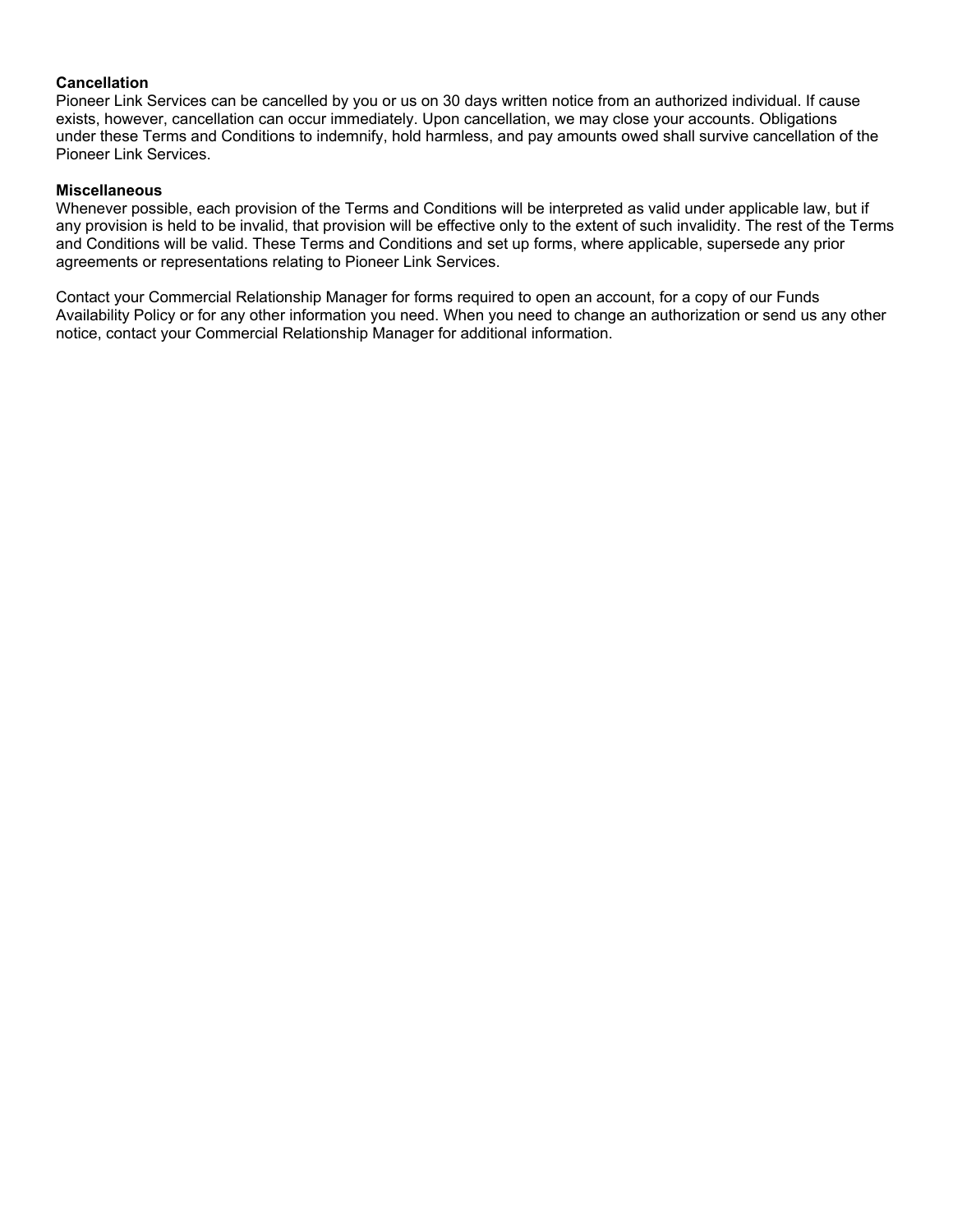**Cancellation**

Pioneer Link Services can be cancelled by you or us on 30 days written notice from an authorized individual. If cause exists, however, cancellation can occur immediately. Upon cancellation, we may close your accounts. Obligations under these Terms and Conditions to indemnify, hold harmless, and pay amounts owed shall survive cancellation of the Pioneer Link Services.

**Miscellaneous**

Whenever possible, each provision of the Terms and Conditions will be interpreted as valid under applicable law, but if any provision is held to be invalid, that provision will be effective only to the extent of such invalidity. The rest of the Terms and Conditions will be valid. These Terms and Conditions and set up forms, where applicable, supersede any prior agreements or representations relating to Pioneer Link Services.

Contact your Commercial Relationship Manager for forms required to open an account, for a copy of our Funds Availability Policy or for any other information you need. When you need to change an authorization or send us any other notice, contact your Commercial Relationship Manager for additional information.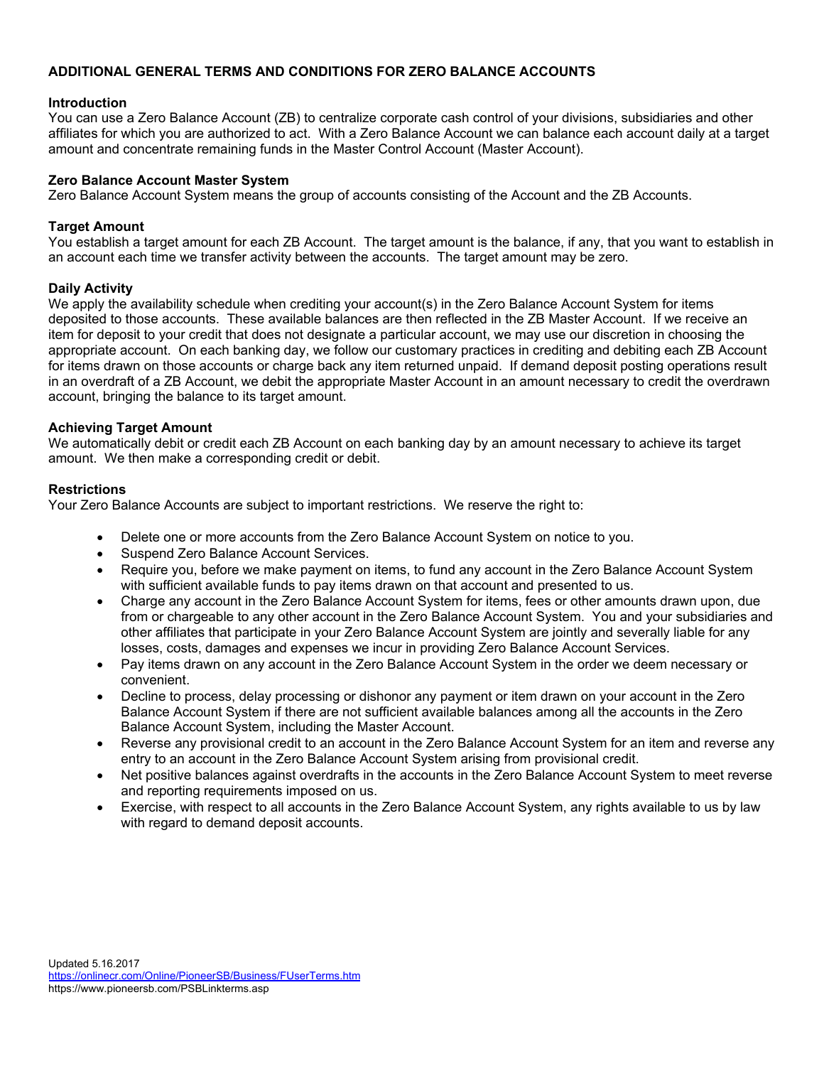# ADDITIONAL GENERAL TERMS AND CONDITIONS FOR ZERO BALANCE ACCOUNTS

## Introduction

You can use a Zero Balance Account (ZB) to centralize corporate cash control of your divisions, subsidiaries and other affiliates for which you are authorized to act. With a Zero Balance Account we can balance each account daily at a target amount and concentrate remaining funds in the Master Control Account (Master Account).

## Zero Balance Account Master System

Zero Balance Account System means the group of accounts consisting of the Account and the ZB Accounts.

## Target Amount

You establish a target amount for each ZB Account. The target amount is the balance, if any, that you want to establish in an account each time we transfer activity between the accounts. The target amount may be zero.

## Daily Activity

We apply the availability schedule when crediting your account(s) in the Zero Balance Account System for items deposited to those accounts. These available balances are then reflected in the ZB Master Account. If we receive an item for deposit to your credit that does not designate a particular account, we may use our discretion in choosing the appropriate account. On each banking day, we follow our customary practices in crediting and debiting each ZB Account for items drawn on those accounts or charge back any item returned unpaid. If demand deposit posting operations result in an overdraft of a ZB Account, we debit the appropriate Master Account in an amount necessary to credit the overdrawn account, bringing the balance to its target amount.

## Achieving Target Amount

We automatically debit or credit each ZB Account on each banking day by an amount necessary to achieve its target amount. We then make a corresponding credit or debit.

## Restrictions

Your Zero Balance Accounts are subject to important restrictions. We reserve the right to:

- Delete one or more accounts from the Zero Balance Account System on notice to you.
- Suspend Zero Balance Account Services.
- Require you, before we make payment on items, to fund any account in the Zero Balance Account System with sufficient available funds to pay items drawn on that account and presented to us.
- Charge any account in the Zero Balance Account System for items, fees or other amounts drawn upon, due from or chargeable to any other account in the Zero Balance Account System. You and your subsidiaries and other affiliates that participate in your Zero Balance Account System are jointly and severally liable for any losses, costs, damages and expenses we incur in providing Zero Balance Account Services.
- Pay items drawn on any account in the Zero Balance Account System in the order we deem necessary or convenient.
- Decline to process, delay processing or dishonor any payment or item drawn on your account in the Zero Balance Account System if there are not sufficient available balances among all the accounts in the Zero Balance Account System, including the Master Account.
- Reverse any provisional credit to an account in the Zero Balance Account System for an item and reverse any entry to an account in the Zero Balance Account System arising from provisional credit.
- Net positive balances against overdrafts in the accounts in the Zero Balance Account System to meet reverse and reporting requirements imposed on us.
- Exercise, with respect to all accounts in the Zero Balance Account System, any rights available to us by law with regard to demand deposit accounts.

Updated 5.16.2017
https://onlinecr.com/Online/PioneerSB/Business/FUserTerms.htm
https://www.pioneersb.com/PSBLinkterms.asp